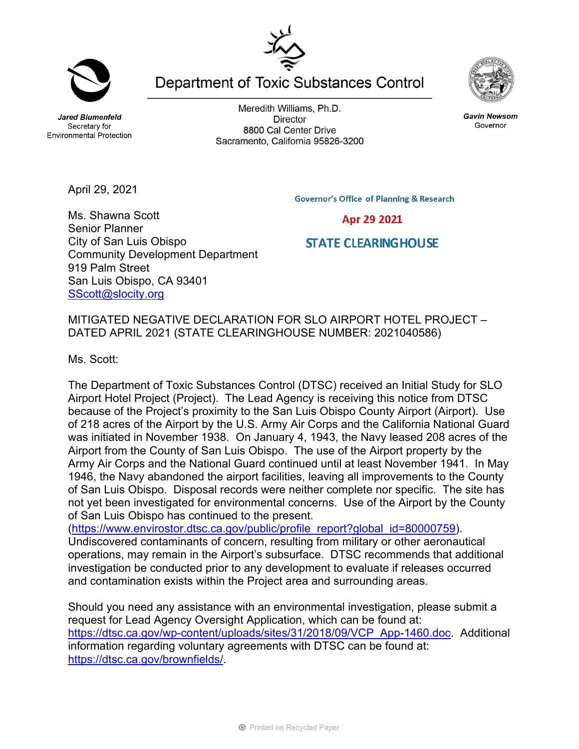# Department of Toxic Substances Control

**Jared Blumenfeld**
Secretary for
Environmental Protection

Meredith Williams, Ph.D.
Director
8800 Cal Center Drive
Sacramento, California 95826-3200

**Gavin Newsom**
Governor

April 29, 2021

Governor's Office of Planning & Research

Apr 29 2021

STATE CLEARINGHOUSE

Ms. Shawna Scott
Senior Planner
City of San Luis Obispo
Community Development Department
919 Palm Street
San Luis Obispo, CA 93401
[SScott@slocity.org](mailto:SScott@slocity.org)

MITIGATED NEGATIVE DECLARATION FOR SLO AIRPORT HOTEL PROJECT – DATED APRIL 2021 (STATE CLEARINGHOUSE NUMBER: 2021040586)

Ms. Scott:

The Department of Toxic Substances Control (DTSC) received an Initial Study for SLO Airport Hotel Project (Project). The Lead Agency is receiving this notice from DTSC because of the Project's proximity to the San Luis Obispo County Airport (Airport). Use of 218 acres of the Airport by the U.S. Army Air Corps and the California National Guard was initiated in November 1938. On January 4, 1943, the Navy leased 208 acres of the Airport from the County of San Luis Obispo. The use of the Airport property by the Army Air Corps and the National Guard continued until at least November 1941. In May 1946, the Navy abandoned the airport facilities, leaving all improvements to the County of San Luis Obispo. Disposal records were neither complete nor specific. The site has not yet been investigated for environmental concerns. Use of the Airport by the County of San Luis Obispo has continued to the present. ([https://www.envirostor.dtsc.ca.gov/public/profile_report?global_id=80000759](https://www.envirostor.dtsc.ca.gov/public/profile_report?global_id=80000759)). Undiscovered contaminants of concern, resulting from military or other aeronautical operations, may remain in the Airport's subsurface. DTSC recommends that additional investigation be conducted prior to any development to evaluate if releases occurred and contamination exists within the Project area and surrounding areas.

Should you need any assistance with an environmental investigation, please submit a request for Lead Agency Oversight Application, which can be found at: [https://dtsc.ca.gov/wp-content/uploads/sites/31/2018/09/VCP_App-1460.doc](https://dtsc.ca.gov/wp-content/uploads/sites/31/2018/09/VCP_App-1460.doc). Additional information regarding voluntary agreements with DTSC can be found at: [https://dtsc.ca.gov/brownfields/](https://dtsc.ca.gov/brownfields/).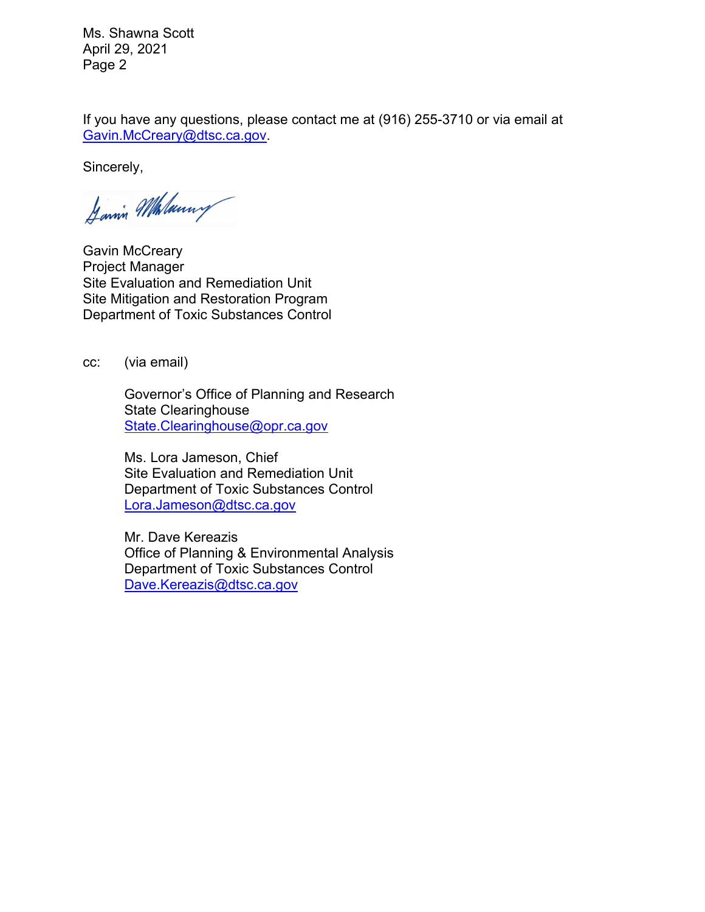If you have any questions, please contact me at (916) 255-3710 or via email at Gavin.McCreary@dtsc.ca.gov.

Sincerely,

Gavin McCreary
Project Manager
Site Evaluation and Remediation Unit
Site Mitigation and Restoration Program
Department of Toxic Substances Control

cc: (via email)

Governor's Office of Planning and Research
State Clearinghouse
State.Clearinghouse@opr.ca.gov

Ms. Lora Jameson, Chief
Site Evaluation and Remediation Unit
Department of Toxic Substances Control
Lora.Jameson@dtsc.ca.gov

Mr. Dave Kereazis
Office of Planning & Environmental Analysis
Department of Toxic Substances Control
Dave.Kereazis@dtsc.ca.gov